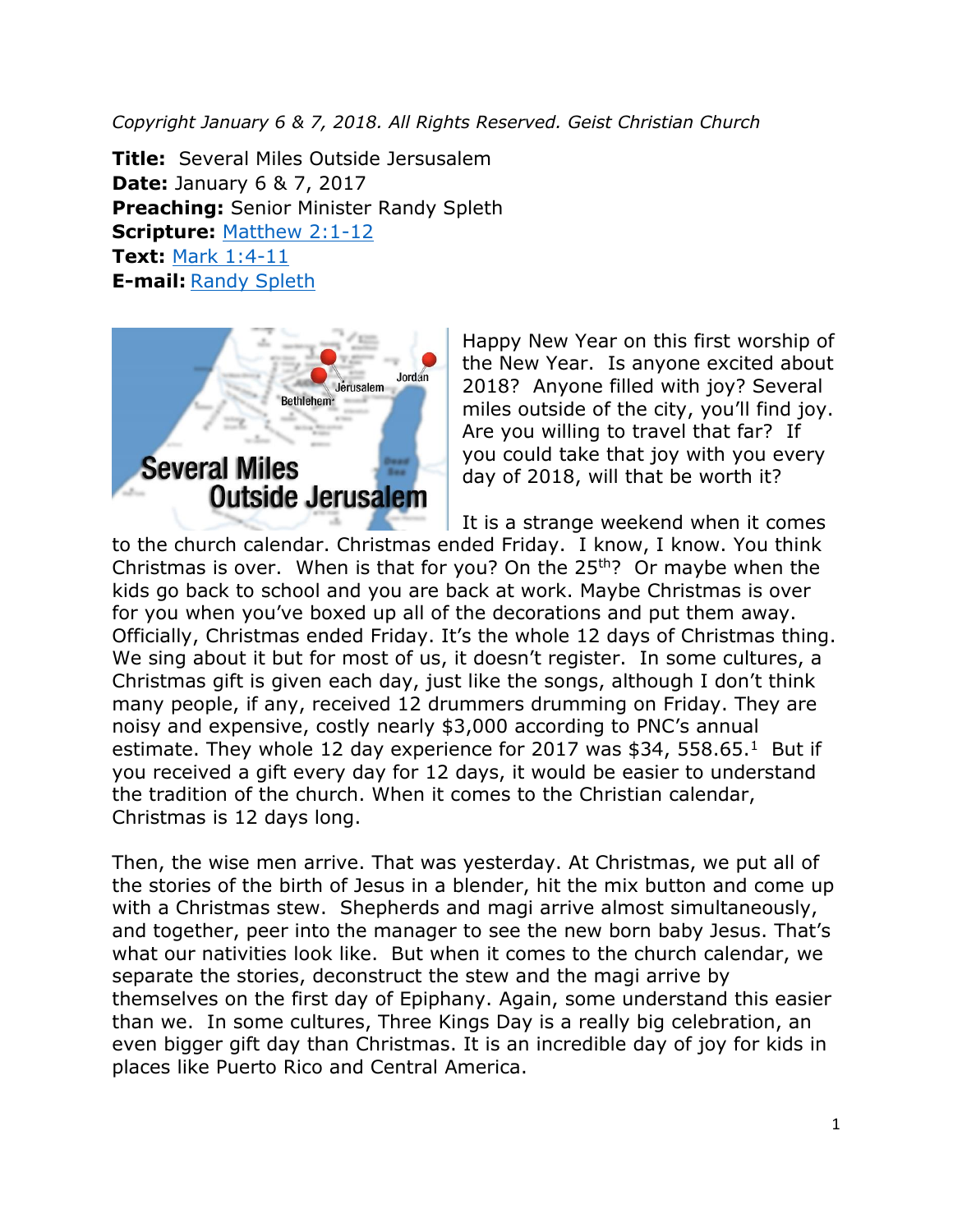*Copyright January 6 & 7, 2018. All Rights Reserved. Geist Christian Church*

**Title:** Several Miles Outside Jersusalem
**Date:** January 6 & 7, 2017
**Preaching:** Senior Minister Randy Spleth
**Scripture:** [Matthew 2:1-12]
**Text:** [Mark 1:4-11]
**E-mail:** [Randy Spleth]

Happy New Year on this first worship of the New Year. Is anyone excited about 2018? Anyone filled with joy? Several miles outside of the city, you'll find joy. Are you willing to travel that far? If you could take that joy with you every day of 2018, will that be worth it?

It is a strange weekend when it comes to the church calendar. Christmas ended Friday. I know, I know. You think Christmas is over. When is that for you? On the 25th? Or maybe when the kids go back to school and you are back at work. Maybe Christmas is over for you when you've boxed up all of the decorations and put them away. Officially, Christmas ended Friday. It's the whole 12 days of Christmas thing. We sing about it but for most of us, it doesn't register. In some cultures, a Christmas gift is given each day, just like the songs, although I don't think many people, if any, received 12 drummers drumming on Friday. They are noisy and expensive, costly nearly $3,000 according to PNC's annual estimate. They whole 12 day experience for 2017 was $34, 558.65.[1] But if you received a gift every day for 12 days, it would be easier to understand the tradition of the church. When it comes to the Christian calendar, Christmas is 12 days long.

Then, the wise men arrive. That was yesterday. At Christmas, we put all of the stories of the birth of Jesus in a blender, hit the mix button and come up with a Christmas stew. Shepherds and magi arrive almost simultaneously, and together, peer into the manager to see the new born baby Jesus. That's what our nativities look like. But when it comes to the church calendar, we separate the stories, deconstruct the stew and the magi arrive by themselves on the first day of Epiphany. Again, some understand this easier than we. In some cultures, Three Kings Day is a really big celebration, an even bigger gift day than Christmas. It is an incredible day of joy for kids in places like Puerto Rico and Central America.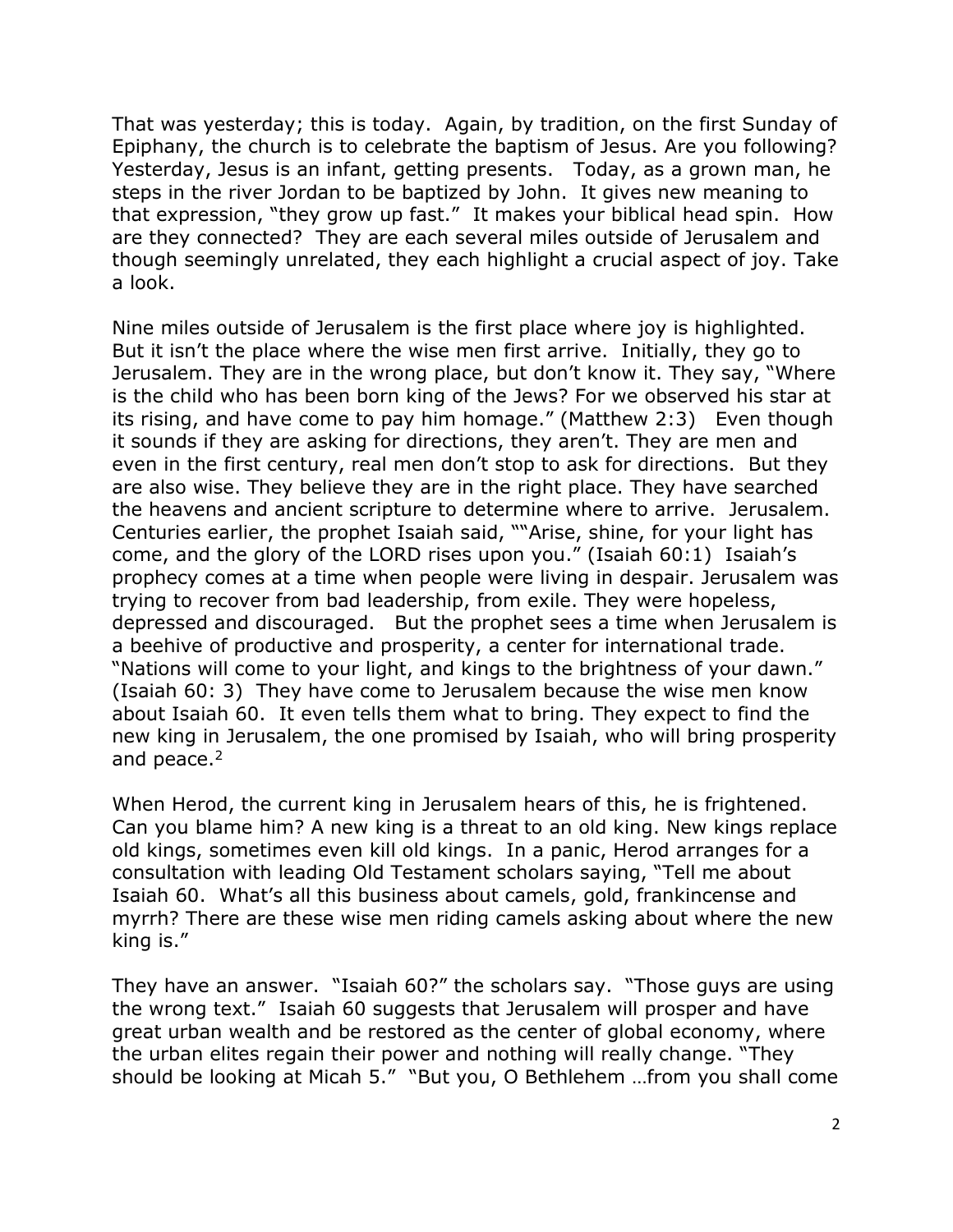That was yesterday; this is today. Again, by tradition, on the first Sunday of Epiphany, the church is to celebrate the baptism of Jesus. Are you following? Yesterday, Jesus is an infant, getting presents. Today, as a grown man, he steps in the river Jordan to be baptized by John. It gives new meaning to that expression, "they grow up fast." It makes your biblical head spin. How are they connected? They are each several miles outside of Jerusalem and though seemingly unrelated, they each highlight a crucial aspect of joy. Take a look.

Nine miles outside of Jerusalem is the first place where joy is highlighted. But it isn't the place where the wise men first arrive. Initially, they go to Jerusalem. They are in the wrong place, but don't know it. They say, "Where is the child who has been born king of the Jews? For we observed his star at its rising, and have come to pay him homage." (Matthew 2:3) Even though it sounds if they are asking for directions, they aren't. They are men and even in the first century, real men don't stop to ask for directions. But they are also wise. They believe they are in the right place. They have searched the heavens and ancient scripture to determine where to arrive. Jerusalem. Centuries earlier, the prophet Isaiah said, ""Arise, shine, for your light has come, and the glory of the LORD rises upon you." (Isaiah 60:1) Isaiah's prophecy comes at a time when people were living in despair. Jerusalem was trying to recover from bad leadership, from exile. They were hopeless, depressed and discouraged. But the prophet sees a time when Jerusalem is a beehive of productive and prosperity, a center for international trade. "Nations will come to your light, and kings to the brightness of your dawn." (Isaiah 60: 3) They have come to Jerusalem because the wise men know about Isaiah 60. It even tells them what to bring. They expect to find the new king in Jerusalem, the one promised by Isaiah, who will bring prosperity and peace.[2]

When Herod, the current king in Jerusalem hears of this, he is frightened. Can you blame him? A new king is a threat to an old king. New kings replace old kings, sometimes even kill old kings. In a panic, Herod arranges for a consultation with leading Old Testament scholars saying, "Tell me about Isaiah 60. What's all this business about camels, gold, frankincense and myrrh? There are these wise men riding camels asking about where the new king is."

They have an answer. "Isaiah 60?" the scholars say. "Those guys are using the wrong text." Isaiah 60 suggests that Jerusalem will prosper and have great urban wealth and be restored as the center of global economy, where the urban elites regain their power and nothing will really change. "They should be looking at Micah 5." "But you, O Bethlehem …from you shall come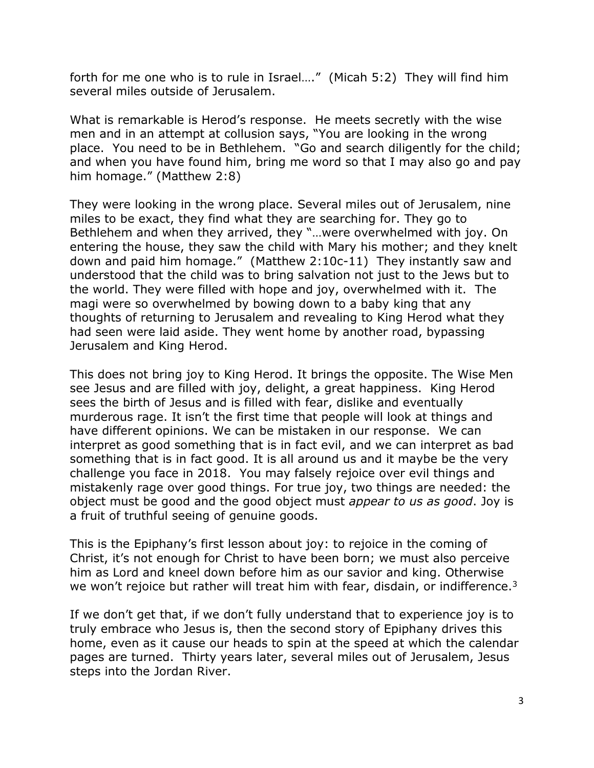forth for me one who is to rule in Israel…." (Micah 5:2) They will find him several miles outside of Jerusalem.

What is remarkable is Herod's response. He meets secretly with the wise men and in an attempt at collusion says, "You are looking in the wrong place. You need to be in Bethlehem. "Go and search diligently for the child; and when you have found him, bring me word so that I may also go and pay him homage." (Matthew 2:8)

They were looking in the wrong place. Several miles out of Jerusalem, nine miles to be exact, they find what they are searching for. They go to Bethlehem and when they arrived, they "…were overwhelmed with joy. On entering the house, they saw the child with Mary his mother; and they knelt down and paid him homage." (Matthew 2:10c-11) They instantly saw and understood that the child was to bring salvation not just to the Jews but to the world. They were filled with hope and joy, overwhelmed with it. The magi were so overwhelmed by bowing down to a baby king that any thoughts of returning to Jerusalem and revealing to King Herod what they had seen were laid aside. They went home by another road, bypassing Jerusalem and King Herod.

This does not bring joy to King Herod. It brings the opposite. The Wise Men see Jesus and are filled with joy, delight, a great happiness. King Herod sees the birth of Jesus and is filled with fear, dislike and eventually murderous rage. It isn't the first time that people will look at things and have different opinions. We can be mistaken in our response. We can interpret as good something that is in fact evil, and we can interpret as bad something that is in fact good. It is all around us and it maybe be the very challenge you face in 2018. You may falsely rejoice over evil things and mistakenly rage over good things. For true joy, two things are needed: the object must be good and the good object must *appear to us as good*. Joy is a fruit of truthful seeing of genuine goods.

This is the Epiphany's first lesson about joy: to rejoice in the coming of Christ, it's not enough for Christ to have been born; we must also perceive him as Lord and kneel down before him as our savior and king. Otherwise we won't rejoice but rather will treat him with fear, disdain, or indifference.[3]

If we don't get that, if we don't fully understand that to experience joy is to truly embrace who Jesus is, then the second story of Epiphany drives this home, even as it cause our heads to spin at the speed at which the calendar pages are turned. Thirty years later, several miles out of Jerusalem, Jesus steps into the Jordan River.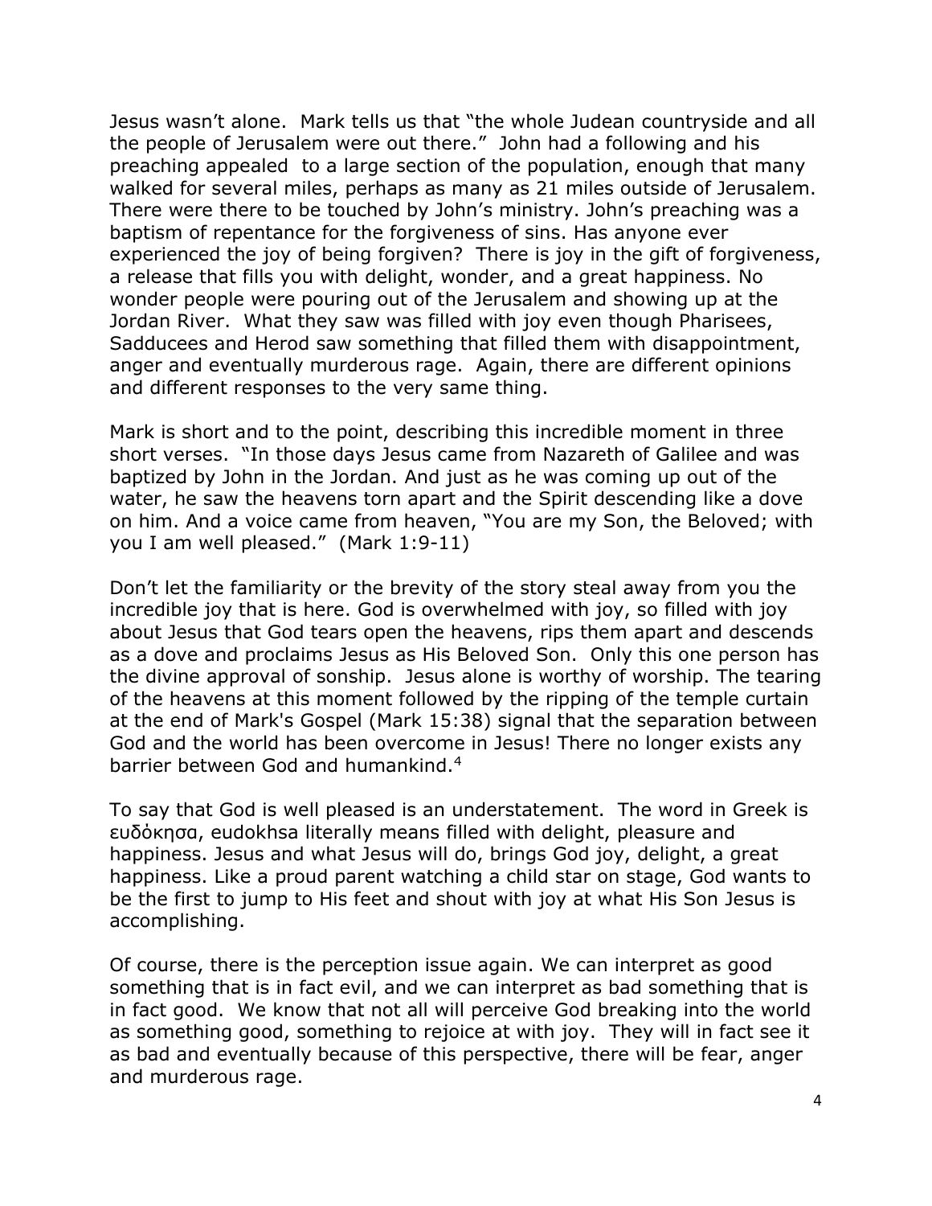Jesus wasn't alone. Mark tells us that "the whole Judean countryside and all the people of Jerusalem were out there." John had a following and his preaching appealed to a large section of the population, enough that many walked for several miles, perhaps as many as 21 miles outside of Jerusalem. There were there to be touched by John's ministry. John's preaching was a baptism of repentance for the forgiveness of sins. Has anyone ever experienced the joy of being forgiven? There is joy in the gift of forgiveness, a release that fills you with delight, wonder, and a great happiness. No wonder people were pouring out of the Jerusalem and showing up at the Jordan River. What they saw was filled with joy even though Pharisees, Sadducees and Herod saw something that filled them with disappointment, anger and eventually murderous rage. Again, there are different opinions and different responses to the very same thing.

Mark is short and to the point, describing this incredible moment in three short verses. "In those days Jesus came from Nazareth of Galilee and was baptized by John in the Jordan. And just as he was coming up out of the water, he saw the heavens torn apart and the Spirit descending like a dove on him. And a voice came from heaven, "You are my Son, the Beloved; with you I am well pleased." (Mark 1:9-11)

Don't let the familiarity or the brevity of the story steal away from you the incredible joy that is here. God is overwhelmed with joy, so filled with joy about Jesus that God tears open the heavens, rips them apart and descends as a dove and proclaims Jesus as His Beloved Son. Only this one person has the divine approval of sonship. Jesus alone is worthy of worship. The tearing of the heavens at this moment followed by the ripping of the temple curtain at the end of Mark's Gospel (Mark 15:38) signal that the separation between God and the world has been overcome in Jesus! There no longer exists any barrier between God and humankind.[4]

To say that God is well pleased is an understatement. The word in Greek is ευδὀκησα, eudokhsa literally means filled with delight, pleasure and happiness. Jesus and what Jesus will do, brings God joy, delight, a great happiness. Like a proud parent watching a child star on stage, God wants to be the first to jump to His feet and shout with joy at what His Son Jesus is accomplishing.

Of course, there is the perception issue again. We can interpret as good something that is in fact evil, and we can interpret as bad something that is in fact good. We know that not all will perceive God breaking into the world as something good, something to rejoice at with joy. They will in fact see it as bad and eventually because of this perspective, there will be fear, anger and murderous rage.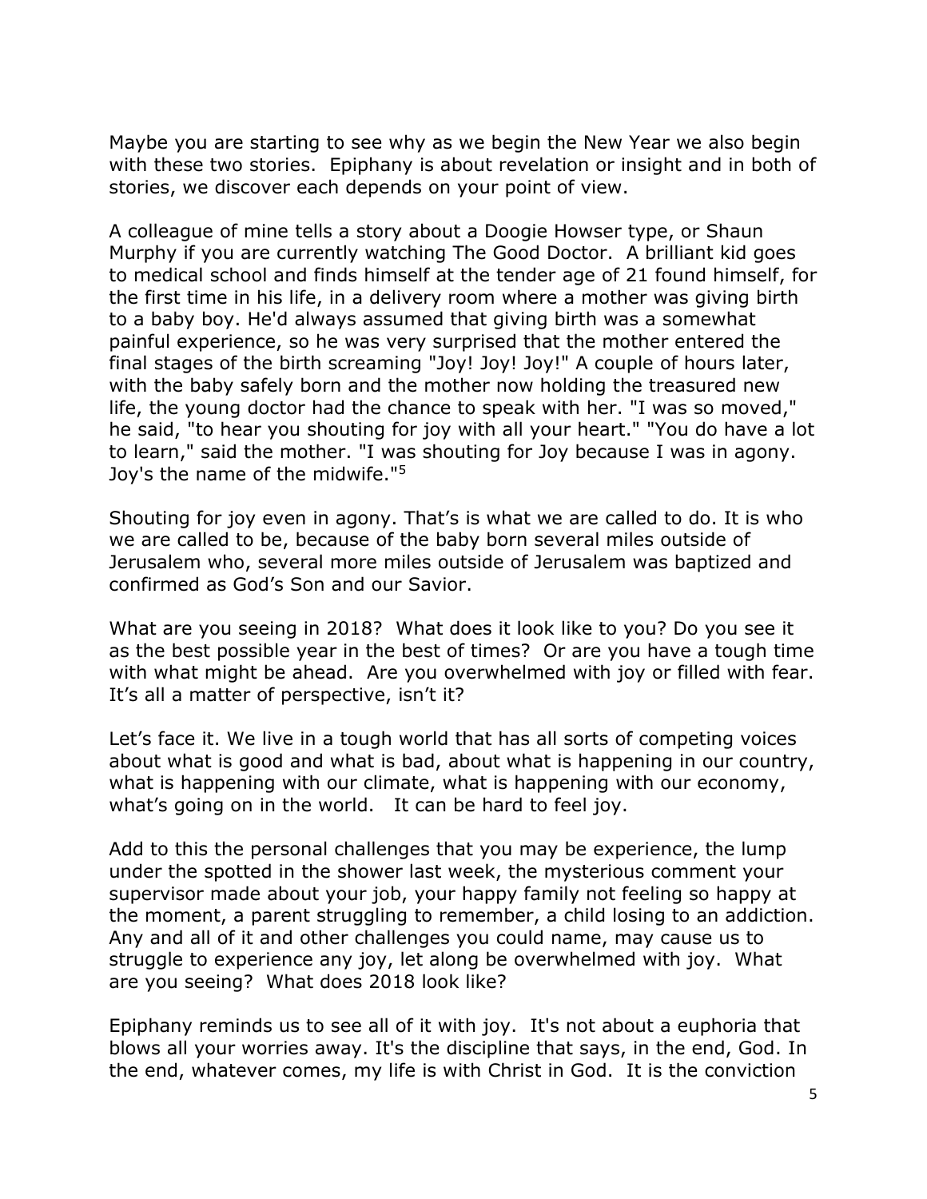Maybe you are starting to see why as we begin the New Year we also begin with these two stories. Epiphany is about revelation or insight and in both of stories, we discover each depends on your point of view.

A colleague of mine tells a story about a Doogie Howser type, or Shaun Murphy if you are currently watching The Good Doctor. A brilliant kid goes to medical school and finds himself at the tender age of 21 found himself, for the first time in his life, in a delivery room where a mother was giving birth to a baby boy. He'd always assumed that giving birth was a somewhat painful experience, so he was very surprised that the mother entered the final stages of the birth screaming "Joy! Joy! Joy!" A couple of hours later, with the baby safely born and the mother now holding the treasured new life, the young doctor had the chance to speak with her. "I was so moved," he said, "to hear you shouting for joy with all your heart." "You do have a lot to learn," said the mother. "I was shouting for Joy because I was in agony. Joy's the name of the midwife."[5]

Shouting for joy even in agony. That's is what we are called to do. It is who we are called to be, because of the baby born several miles outside of Jerusalem who, several more miles outside of Jerusalem was baptized and confirmed as God's Son and our Savior.

What are you seeing in 2018? What does it look like to you? Do you see it as the best possible year in the best of times? Or are you have a tough time with what might be ahead. Are you overwhelmed with joy or filled with fear. It's all a matter of perspective, isn't it?

Let's face it. We live in a tough world that has all sorts of competing voices about what is good and what is bad, about what is happening in our country, what is happening with our climate, what is happening with our economy, what's going on in the world. It can be hard to feel joy.

Add to this the personal challenges that you may be experience, the lump under the spotted in the shower last week, the mysterious comment your supervisor made about your job, your happy family not feeling so happy at the moment, a parent struggling to remember, a child losing to an addiction. Any and all of it and other challenges you could name, may cause us to struggle to experience any joy, let along be overwhelmed with joy. What are you seeing? What does 2018 look like?

Epiphany reminds us to see all of it with joy. It's not about a euphoria that blows all your worries away. It's the discipline that says, in the end, God. In the end, whatever comes, my life is with Christ in God. It is the conviction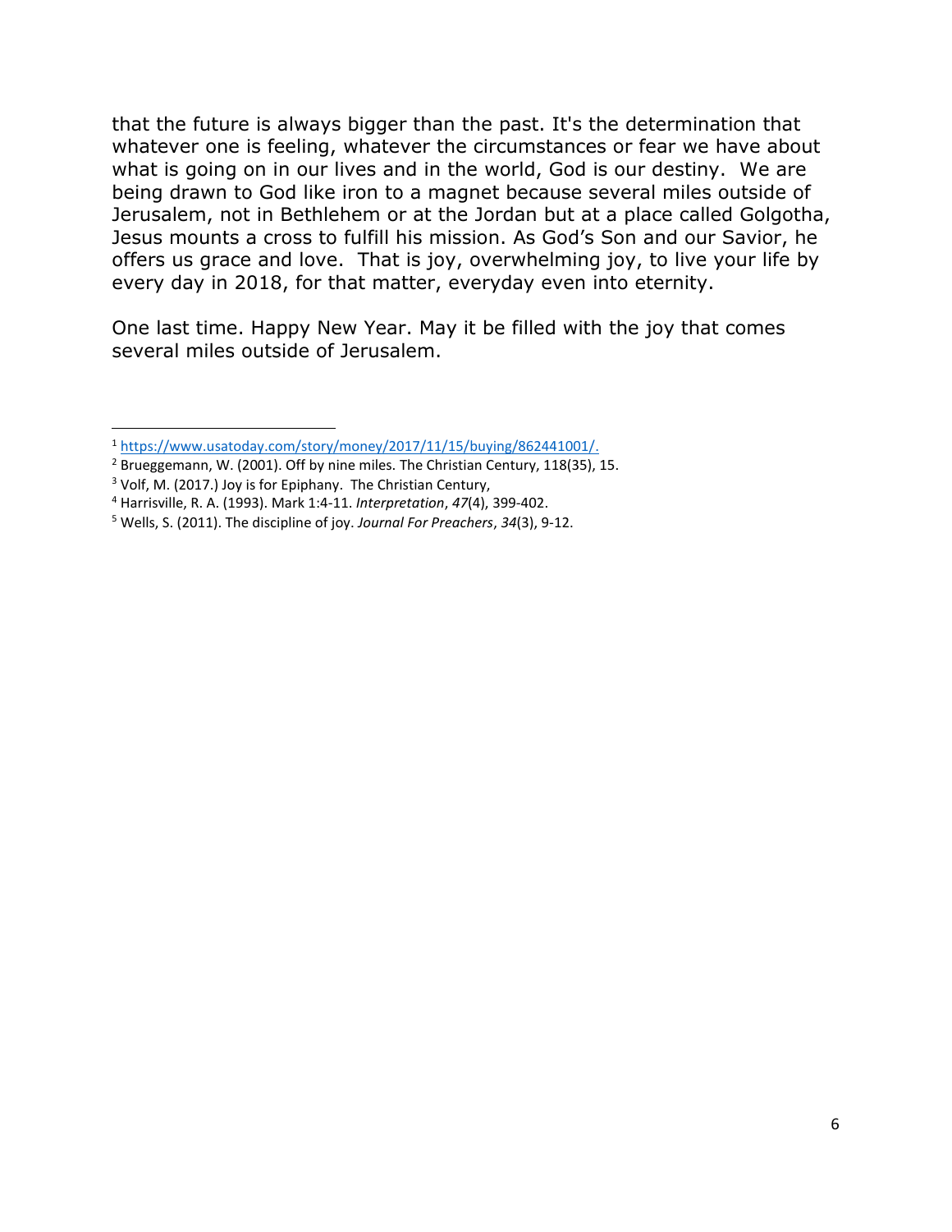that the future is always bigger than the past. It's the determination that whatever one is feeling, whatever the circumstances or fear we have about what is going on in our lives and in the world, God is our destiny. We are being drawn to God like iron to a magnet because several miles outside of Jerusalem, not in Bethlehem or at the Jordan but at a place called Golgotha, Jesus mounts a cross to fulfill his mission. As God's Son and our Savior, he offers us grace and love. That is joy, overwhelming joy, to live your life by every day in 2018, for that matter, everyday even into eternity.

One last time. Happy New Year. May it be filled with the joy that comes several miles outside of Jerusalem.

---

[1] https://www.usatoday.com/story/money/2017/11/15/buying/862441001/.

[2] Brueggemann, W. (2001). Off by nine miles. The Christian Century, 118(35), 15.

[3] Volf, M. (2017.) Joy is for Epiphany. The Christian Century,

[4] Harrisville, R. A. (1993). Mark 1:4-11. *Interpretation*, *47*(4), 399-402.

[5] Wells, S. (2011). The discipline of joy. *Journal For Preachers*, *34*(3), 9-12.